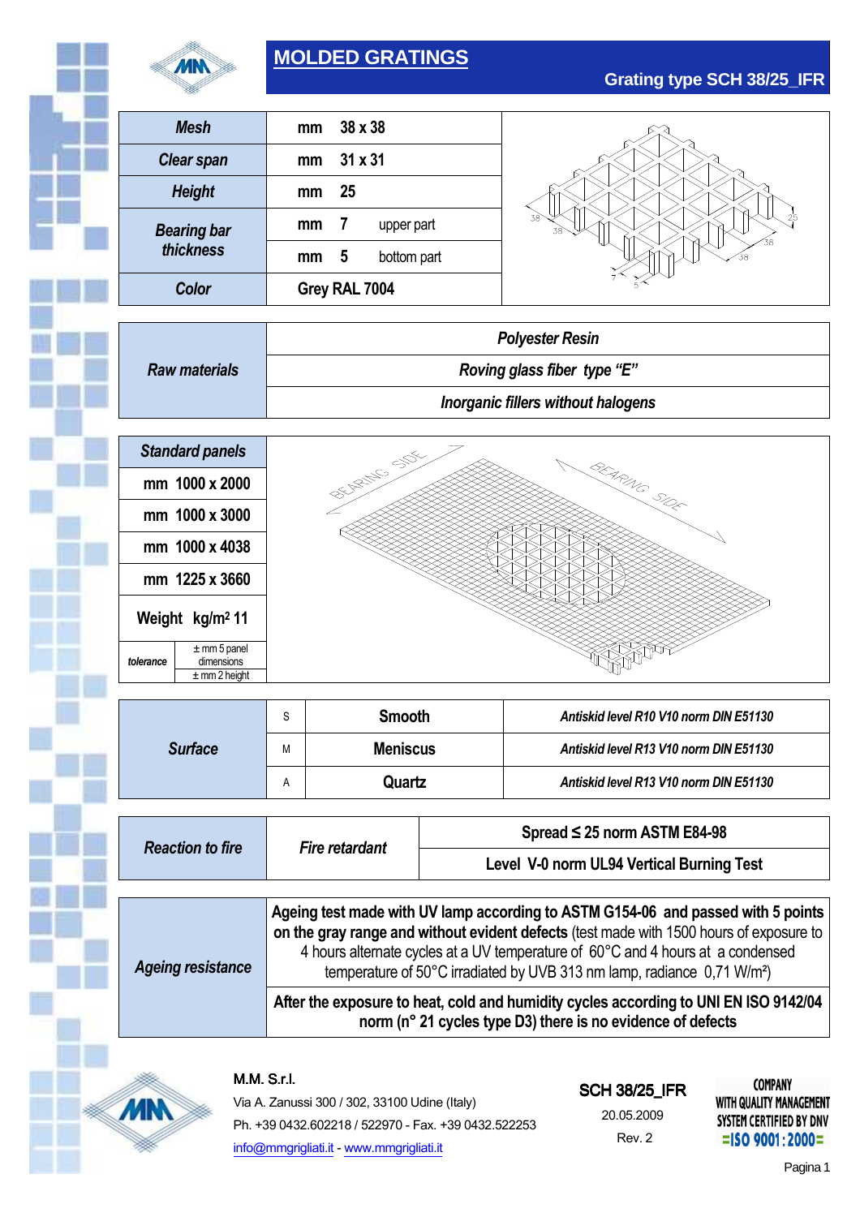# MOLDED GRATINGS

## Grating type SCH 38/25_IFR

| | | | |
|---|---|---|---|
| **Mesh** | mm | 38 x 38 | |
| **Clear span** | mm | 31 x 31 | |
| **Height** | mm | 25 | |
| **Bearing bar thickness** | mm | 7 | upper part |
| | mm | 5 | bottom part |
| **Color** | Grey RAL 7004 | | |

| | |
|---|---|
| **Raw materials** | *Polyester Resin* |
| | *Roving glass fiber type "E"* |
| | *Inorganic fillers without halogens* |

| **Standard panels** | |
|---|---|
| mm 1000 x 2000 | |
| mm 1000 x 3000 | |
| mm 1000 x 4038 | |
| mm 1225 x 3660 | |
| Weight kg/m² 11 | |
| *tolerance* | ± mm 5 panel dimensions; ± mm 2 height |

| | | | |
|---|---|---|---|
| **Surface** | S | Smooth | *Antiskid level R10 V10 norm DIN E51130* |
| | M | Meniscus | *Antiskid level R13 V10 norm DIN E51130* |
| | A | Quartz | *Antiskid level R13 V10 norm DIN E51130* |

| | | |
|---|---|---|
| **Reaction to fire** | *Fire retardant* | Spread ≤ 25 norm ASTM E84-98 |
| | | Level V-0 norm UL94 Vertical Burning Test |

| | |
|---|---|
| **Ageing resistance** | **Ageing test made with UV lamp according to ASTM G154-06 and passed with 5 points on the gray range and without evident defects** (test made with 1500 hours of exposure to 4 hours alternate cycles at a UV temperature of 60°C and 4 hours at a condensed temperature of 50°C irradiated by UVB 313 nm lamp, radiance 0,71 W/m²) |
| | **After the exposure to heat, cold and humidity cycles according to UNI EN ISO 9142/04 norm (n° 21 cycles type D3) there is no evidence of defects** |

M.M. S.r.l.
Via A. Zanussi 300 / 302, 33100 Udine (Italy)
Ph. +39 0432.602218 / 522970 - Fax. +39 0432.522253
info@mmgrigliati.it - www.mmgrigliati.it

SCH 38/25_IFR
20.05.2009
Rev. 2

COMPANY WITH QUALITY MANAGEMENT SYSTEM CERTIFIED BY DNV =ISO 9001:2000=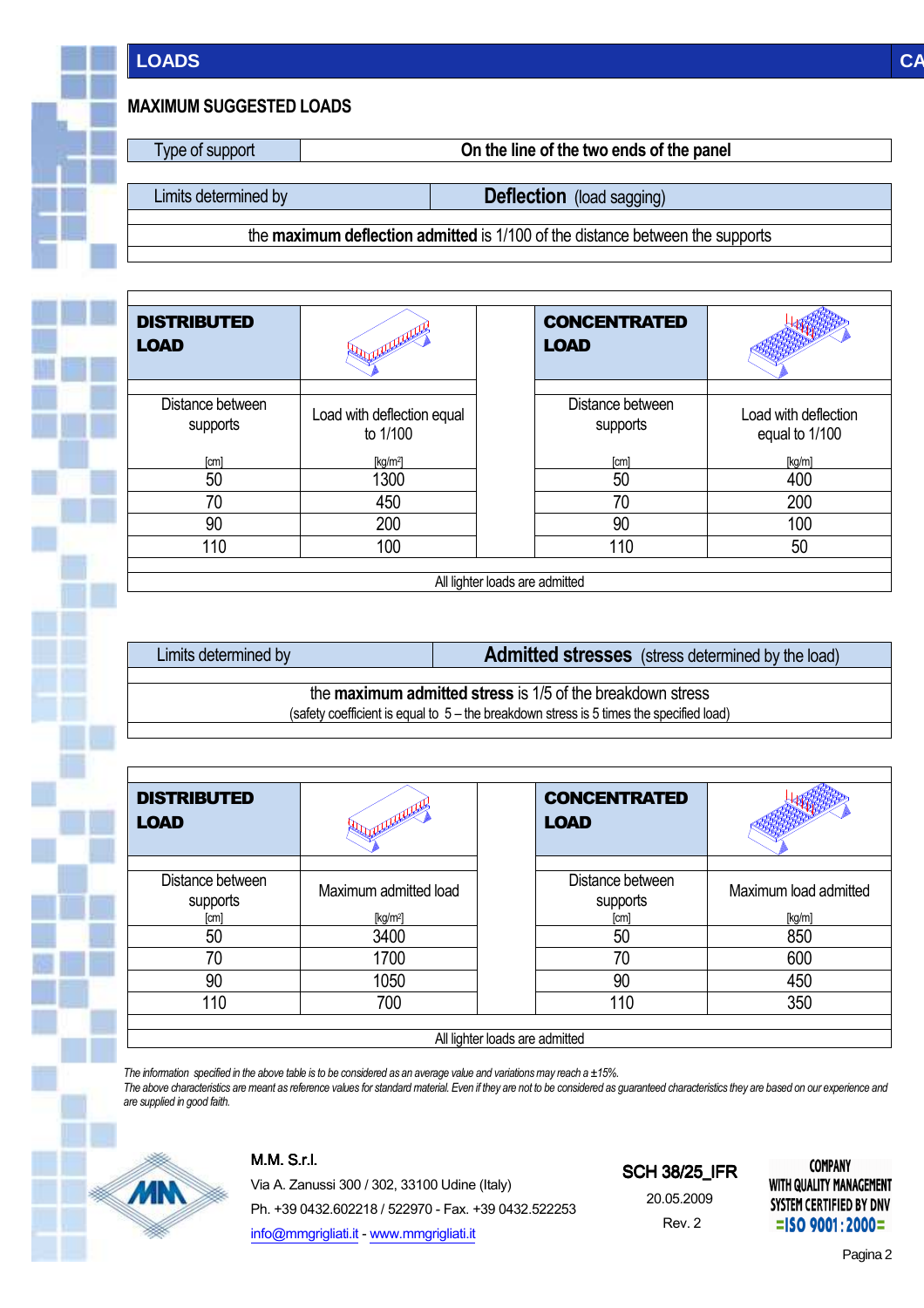## LOADS

### MAXIMUM SUGGESTED LOADS

| Type of support | On the line of the two ends of the panel |
|---|---|

| Limits determined by | **Deflection** (load sagging) |
|---|---|

the **maximum deflection admitted** is 1/100 of the distance between the supports

| **DISTRIBUTED LOAD** | | | **CONCENTRATED LOAD** | |
|---|---|---|---|---|
| Distance between supports [cm] | Load with deflection equal to 1/100 [kg/m²] | | Distance between supports [cm] | Load with deflection equal to 1/100 [kg/m] |
| 50 | 1300 | | 50 | 400 |
| 70 | 450 | | 70 | 200 |
| 90 | 200 | | 90 | 100 |
| 110 | 100 | | 110 | 50 |

All lighter loads are admitted

| Limits determined by | **Admitted stresses** (stress determined by the load) |
|---|---|

the **maximum admitted stress** is 1/5 of the breakdown stress
(safety coefficient is equal to 5 – the breakdown stress is 5 times the specified load)

| **DISTRIBUTED LOAD** | | | **CONCENTRATED LOAD** | |
|---|---|---|---|---|
| Distance between supports [cm] | Maximum admitted load [kg/m²] | | Distance between supports [cm] | Maximum load admitted [kg/m] |
| 50 | 3400 | | 50 | 850 |
| 70 | 1700 | | 70 | 600 |
| 90 | 1050 | | 90 | 450 |
| 110 | 700 | | 110 | 350 |

All lighter loads are admitted

*The information specified in the above table is to be considered as an average value and variations may reach a ±15%.*
*The above characteristics are meant as reference values for standard material. Even if they are not to be considered as guaranteed characteristics they are based on our experience and are supplied in good faith.*

M.M. S.r.l.
Via A. Zanussi 300 / 302, 33100 Udine (Italy)
Ph. +39 0432.602218 / 522970 - Fax. +39 0432.522253
info@mmgrigliati.it - www.mmgrigliati.it

SCH 38/25_IFR
20.05.2009
Rev. 2

COMPANY WITH QUALITY MANAGEMENT SYSTEM CERTIFIED BY DNV
=ISO 9001:2000=